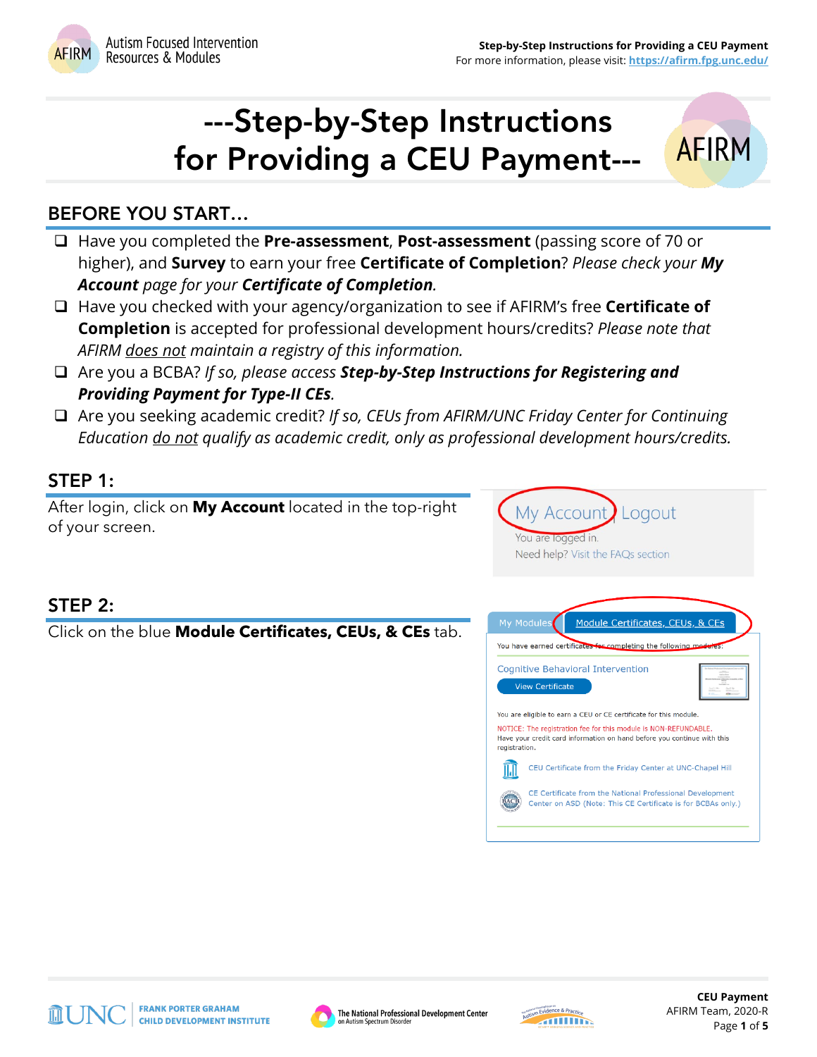# ---Step-by-Step Instructions for Providing a CEU Payment---

## BEFORE YOU START…

- ❑ Have you completed the **Pre-assessment**, **Post-assessment** (passing score of 70 or higher), and **Survey** to earn your free **Certificate of Completion**? *Please check your **My Account** page for your **Certificate of Completion**.*
- ❑ Have you checked with your agency/organization to see if AFIRM's free **Certificate of Completion** is accepted for professional development hours/credits? *Please note that AFIRM does not maintain a registry of this information.*
- ❑ Are you a BCBA? *If so, please access **Step-by-Step Instructions for Registering and Providing Payment for Type-II CEs**.*
- ❑ Are you seeking academic credit? *If so, CEUs from AFIRM/UNC Friday Center for Continuing Education do not qualify as academic credit, only as professional development hours/credits.*

## STEP 1:

After login, click on **My Account** located in the top-right of your screen.

## STEP 2:

Click on the blue **Module Certificates, CEUs, & CEs** tab.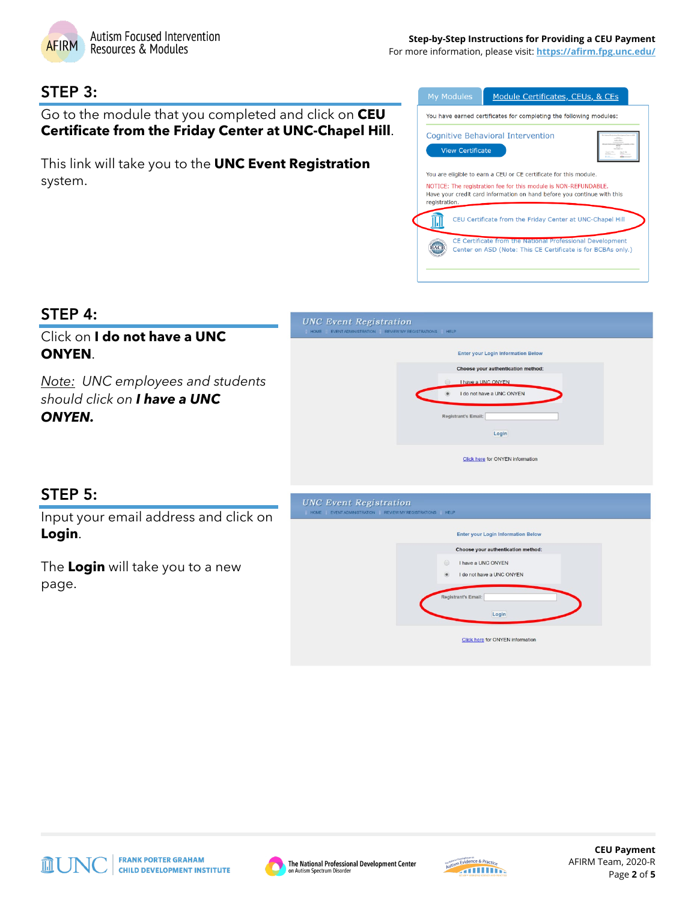## STEP 3:

Go to the module that you completed and click on **CEU Certificate from the Friday Center at UNC-Chapel Hill**.

This link will take you to the **UNC Event Registration** system.

## STEP 4:

Click on **I do not have a UNC ONYEN**.

*Note: UNC employees and students should click on **I have a UNC ONYEN.***

## STEP 5:

Input your email address and click on **Login**.

The **Login** will take you to a new page.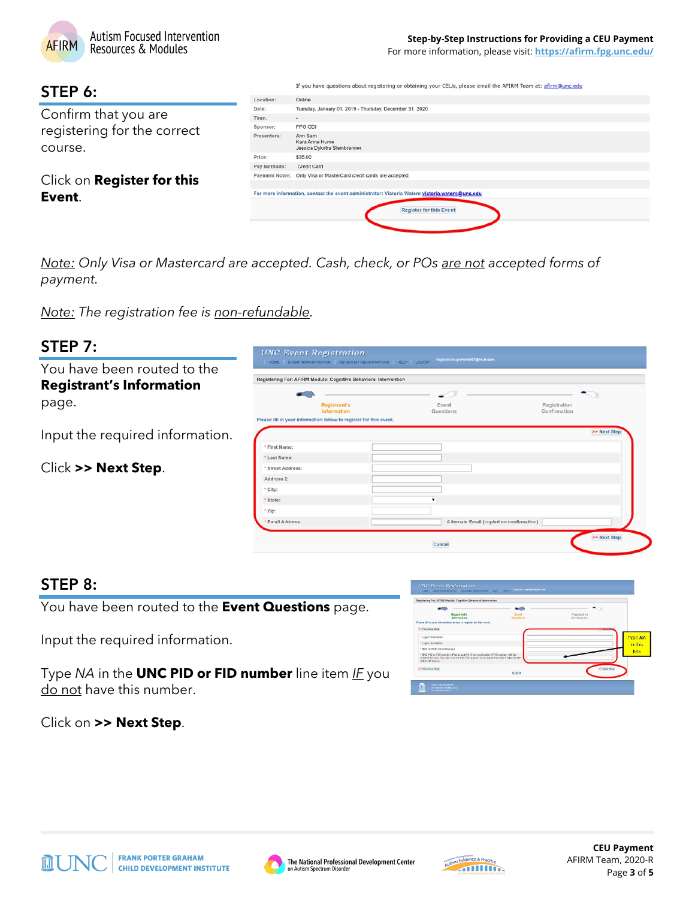## STEP 6:

Confirm that you are registering for the correct course.

Click on **Register for this Event**.

If you have questions about registering or obtaining your CEUs, please email the AFIRM Team at: afirm@unc.edu

| | |
|---|---|
| Location: | Online |
| Date: | Tuesday, January 01, 2019 - Thursday, December 31, 2020 |
| Time: | - |
| Sponsor: | FPG CDI |
| Presenters: | Ann Sam<br>Kara Anne Hume<br>Jessica Dykstra Steinbrenner |
| Price: | $35.00 |
| Pay Methods: | Credit Card |
| Payment Notes: | Only Visa or MasterCard credit cards are accepted. |

For more information, contact the event administrator: Victoria Waters victoria.waters@unc.edu

Register for this Event

*Note: Only Visa or Mastercard are accepted. Cash, check, or POs are not accepted forms of payment.*

*Note: The registration fee is non-refundable.*

## STEP 7:

You have been routed to the **Registrant's Information** page.

Input the required information.

Click **>> Next Step**.

## STEP 8:

You have been routed to the **Event Questions** page.

Input the required information.

Type *NA* in the **UNC PID or FID number** line item *IF* you do not have this number.

Click on **>> Next Step**.

Type *NA* in this box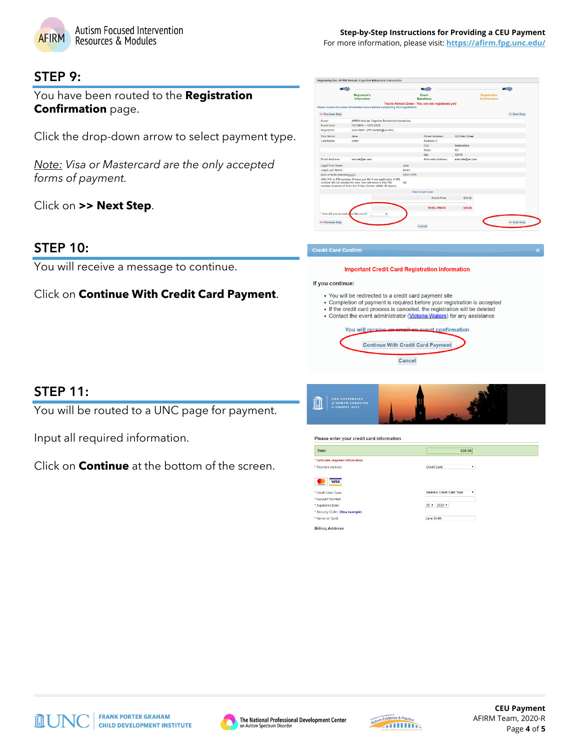## STEP 9:

You have been routed to the **Registration Confirmation** page.

Click the drop-down arrow to select payment type.

*Note: Visa or Mastercard are the only accepted forms of payment.*

Click on **>> Next Step**.

## STEP 10:

You will receive a message to continue.

Click on **Continue With Credit Card Payment**.

## STEP 11:

You will be routed to a UNC page for payment.

Input all required information.

Click on **Continue** at the bottom of the screen.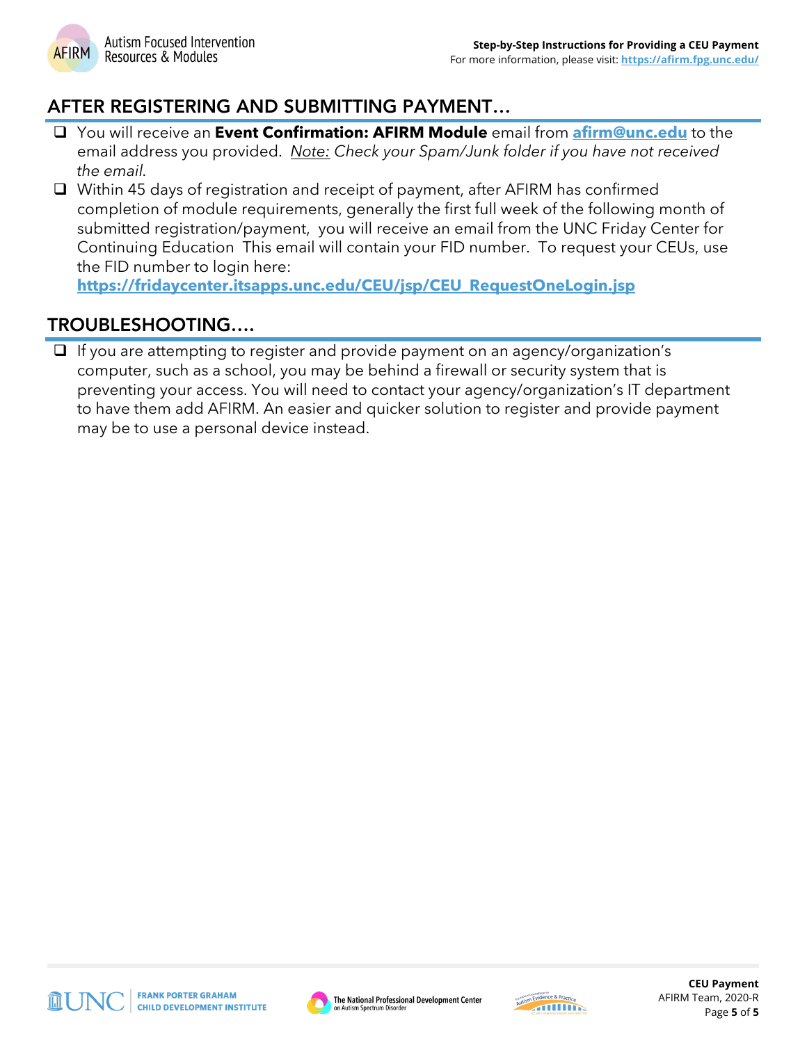## AFTER REGISTERING AND SUBMITTING PAYMENT…

- ❑ You will receive an **Event Confirmation: AFIRM Module** email from **afirm@unc.edu** to the email address you provided. _Note:_ *Check your Spam/Junk folder if you have not received the email.*
- ❑ Within 45 days of registration and receipt of payment, after AFIRM has confirmed completion of module requirements, generally the first full week of the following month of submitted registration/payment, you will receive an email from the UNC Friday Center for Continuing Education This email will contain your FID number. To request your CEUs, use the FID number to login here: **https://fridaycenter.itsapps.unc.edu/CEU/jsp/CEU_RequestOneLogin.jsp**

## TROUBLESHOOTING….

- ❑ If you are attempting to register and provide payment on an agency/organization's computer, such as a school, you may be behind a firewall or security system that is preventing your access. You will need to contact your agency/organization's IT department to have them add AFIRM. An easier and quicker solution to register and provide payment may be to use a personal device instead.